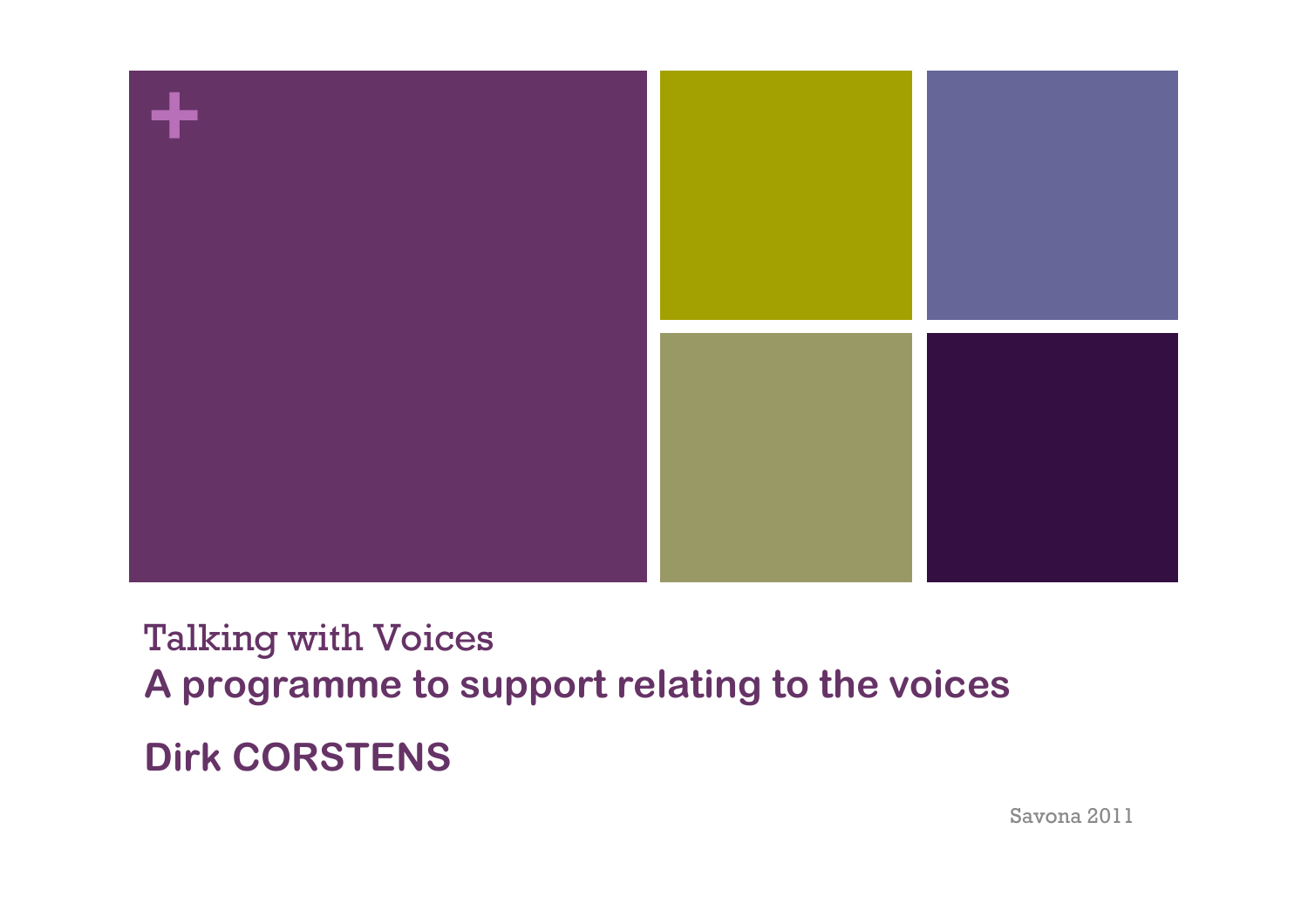# Talking with Voices

## A programme to support relating to the voices

**Dirk CORSTENS**

Savona 2011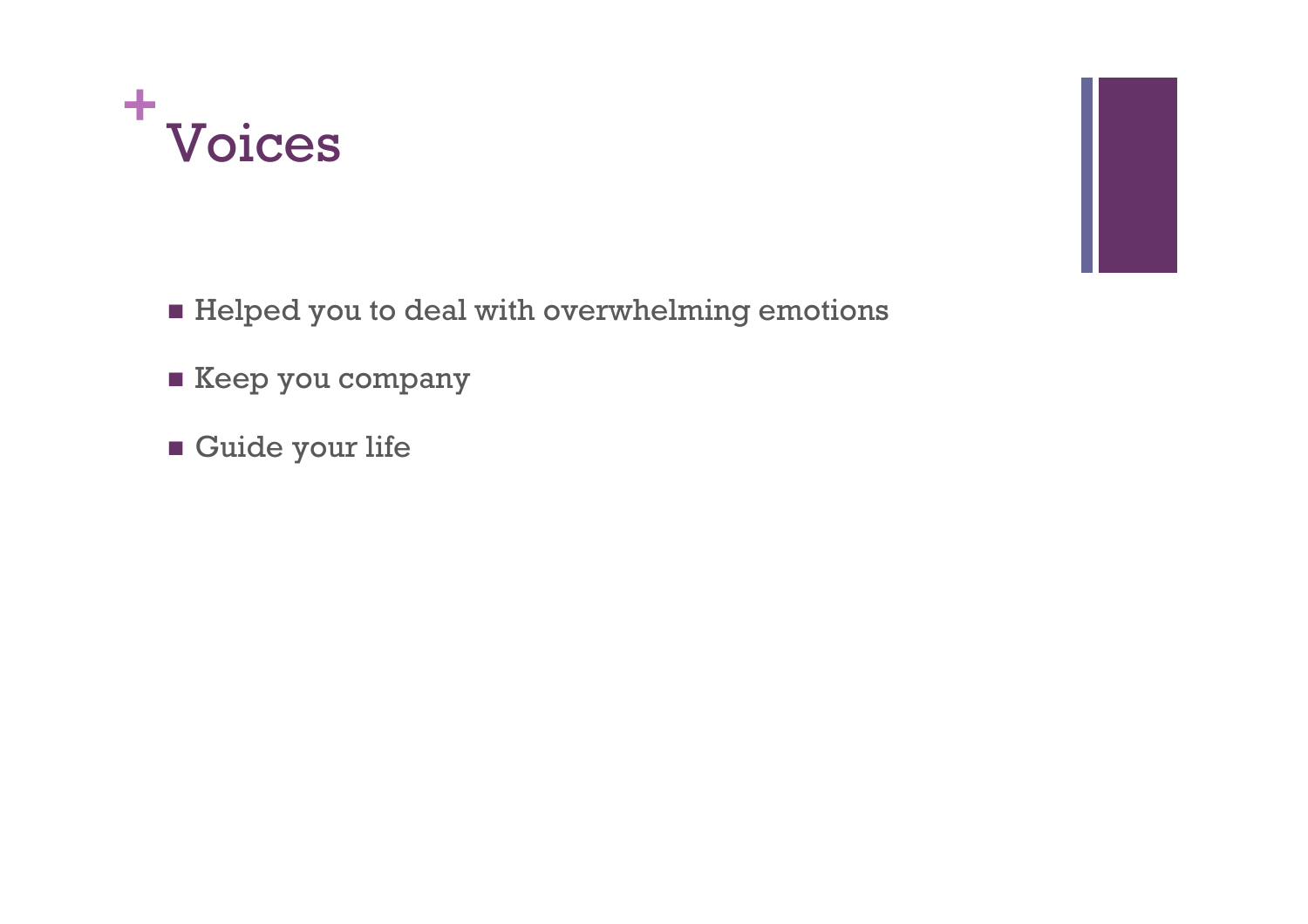# Voices

- Helped you to deal with overwhelming emotions
- Keep you company
- Guide your life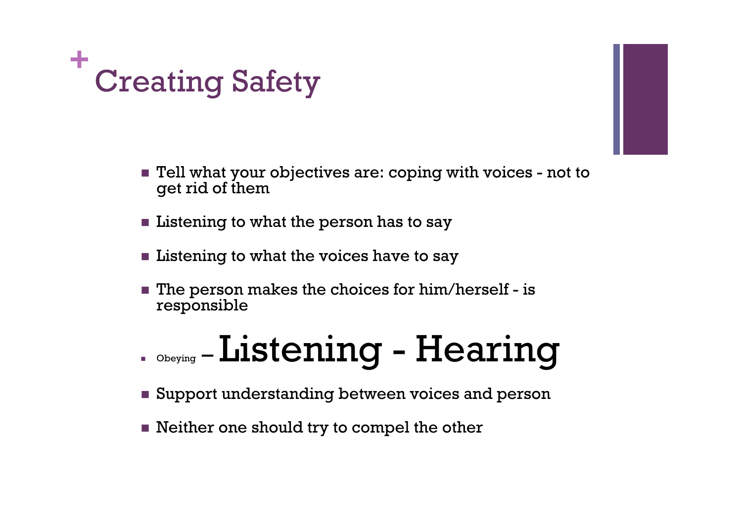# Creating Safety

- Tell what your objectives are: coping with voices - not to get rid of them
- Listening to what the person has to say
- Listening to what the voices have to say
- The person makes the choices for him/herself - is responsible
- Obeying – **Listening - Hearing**
- Support understanding between voices and person
- Neither one should try to compel the other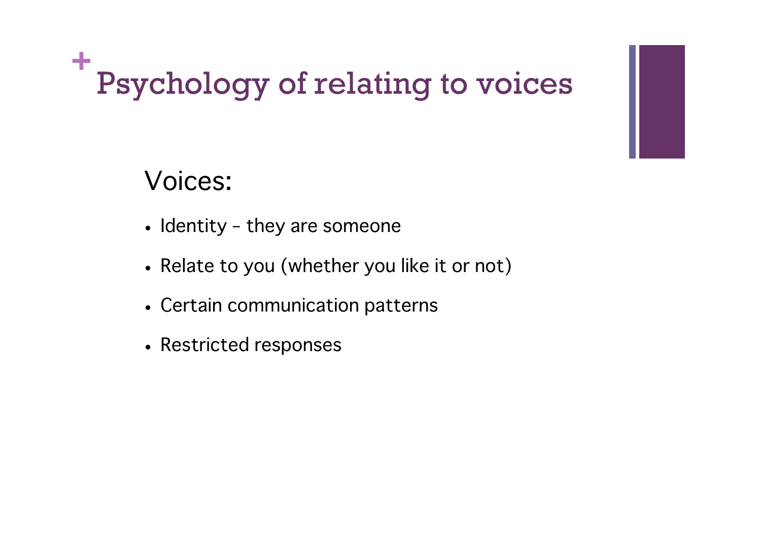# Psychology of relating to voices

Voices:

- Identity – they are someone
- Relate to you (whether you like it or not)
- Certain communication patterns
- Restricted responses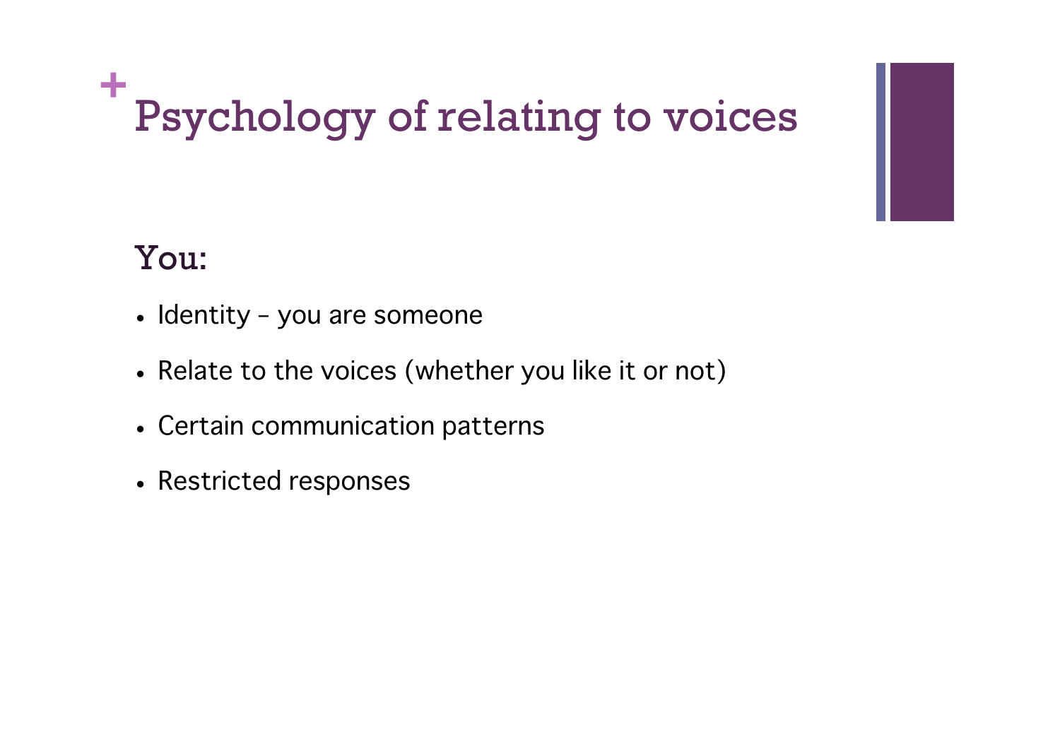# Psychology of relating to voices

You:

- Identity – you are someone
- Relate to the voices (whether you like it or not)
- Certain communication patterns
- Restricted responses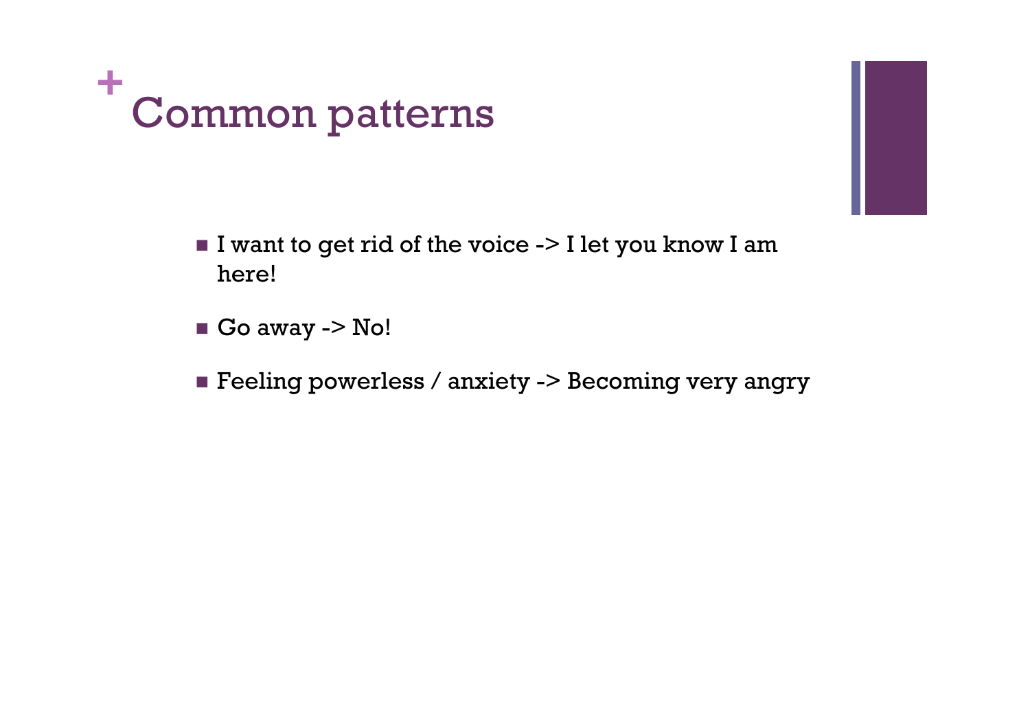# Common patterns

- I want to get rid of the voice -> I let you know I am here!
- Go away -> No!
- Feeling powerless / anxiety -> Becoming very angry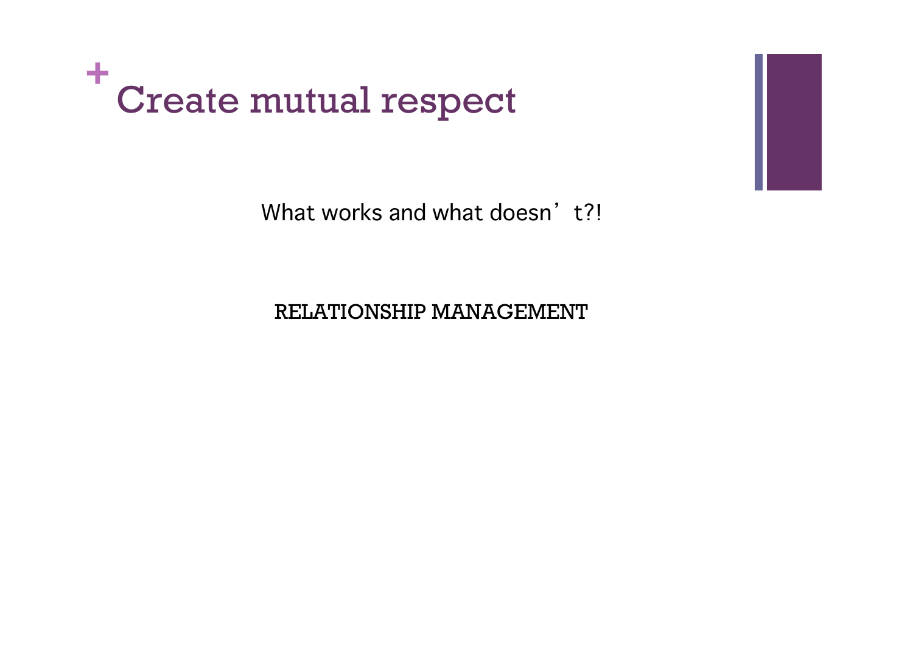# Create mutual respect

What works and what doesn’t?!

RELATIONSHIP MANAGEMENT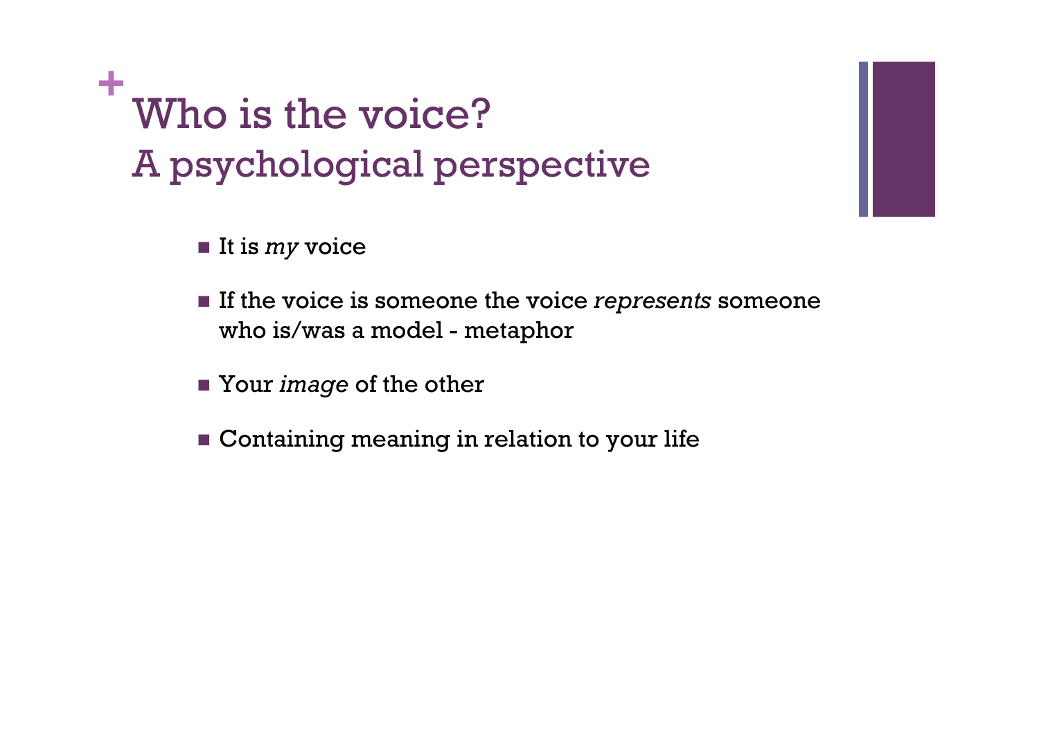# Who is the voice?
## A psychological perspective

- It is *my* voice
- If the voice is someone the voice *represents* someone who is/was a model - metaphor
- Your *image* of the other
- Containing meaning in relation to your life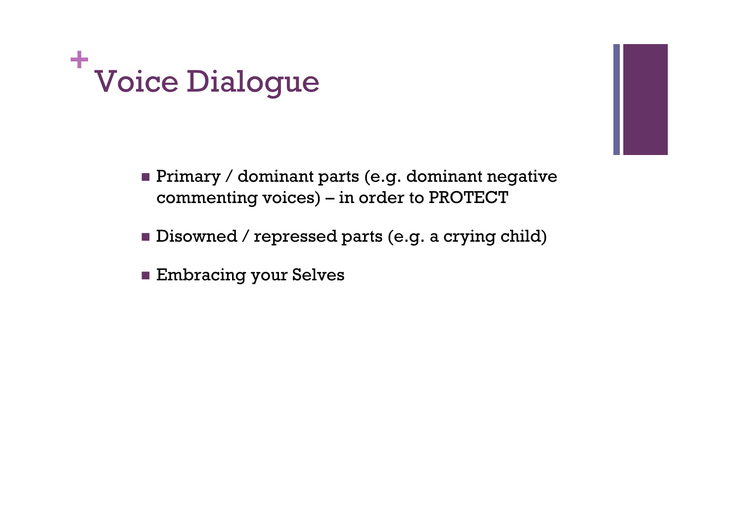# Voice Dialogue

- Primary / dominant parts (e.g. dominant negative commenting voices) – in order to PROTECT
- Disowned / repressed parts (e.g. a crying child)
- Embracing your Selves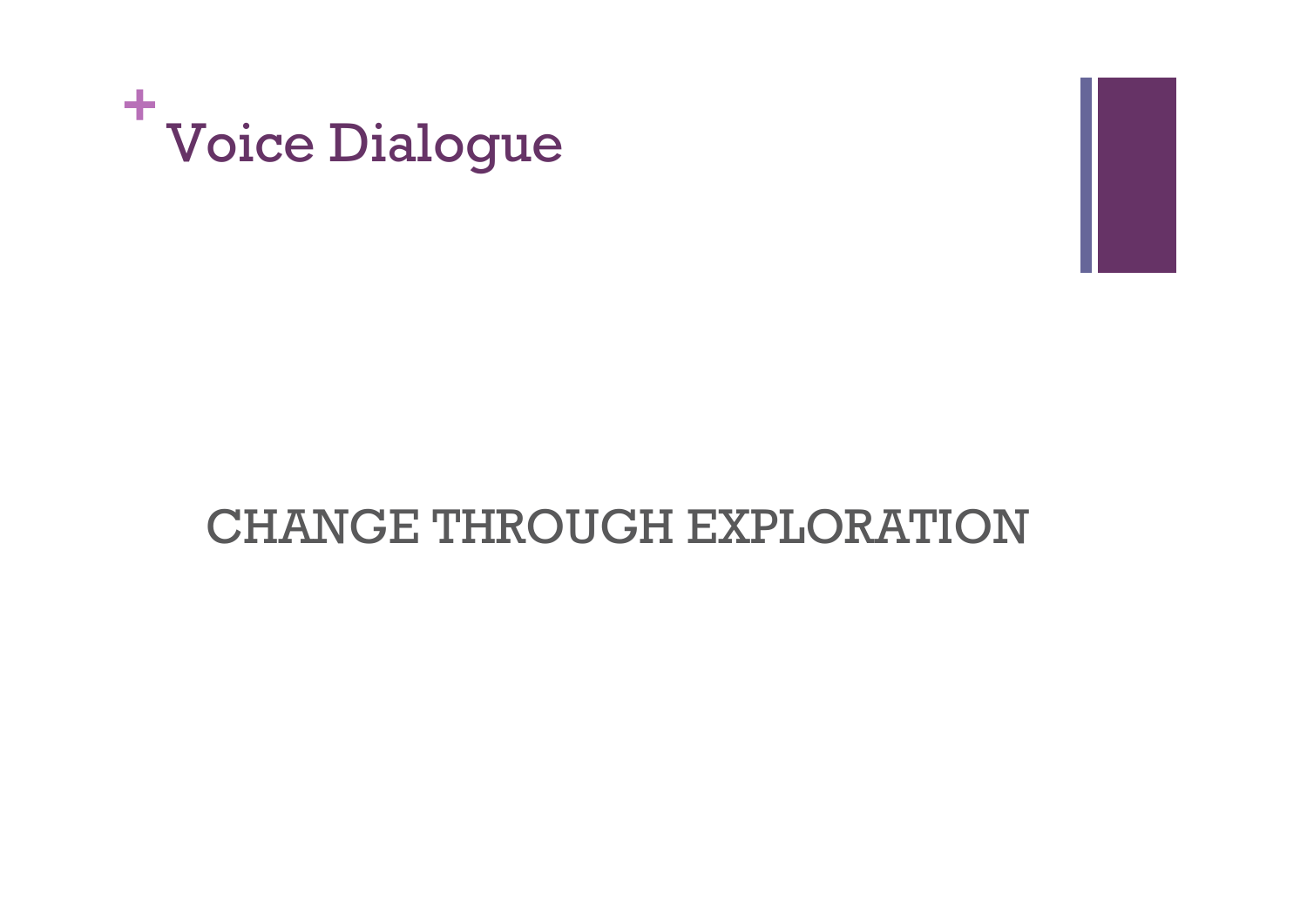# Voice Dialogue

CHANGE THROUGH EXPLORATION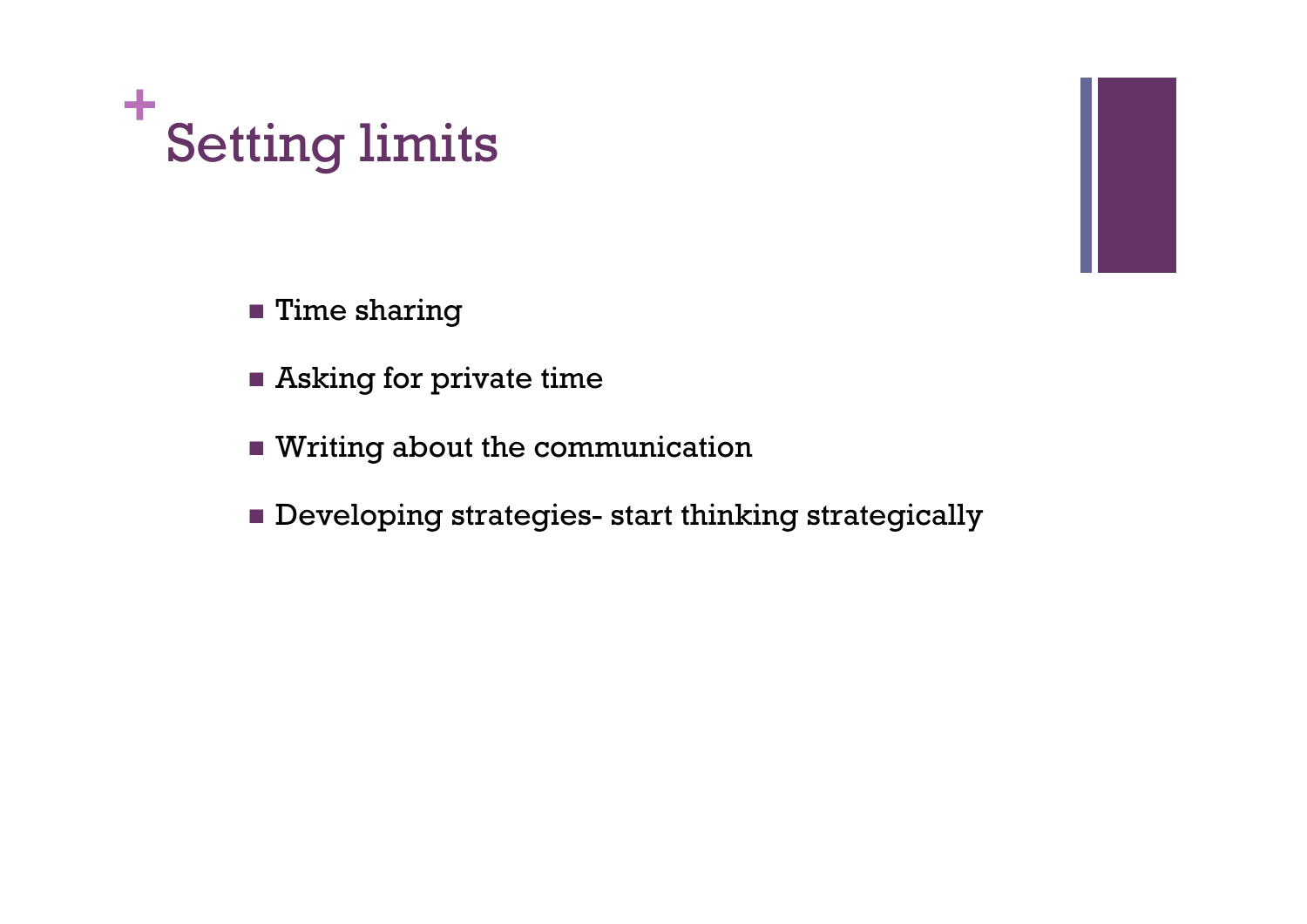# Setting limits

- Time sharing
- Asking for private time
- Writing about the communication
- Developing strategies- start thinking strategically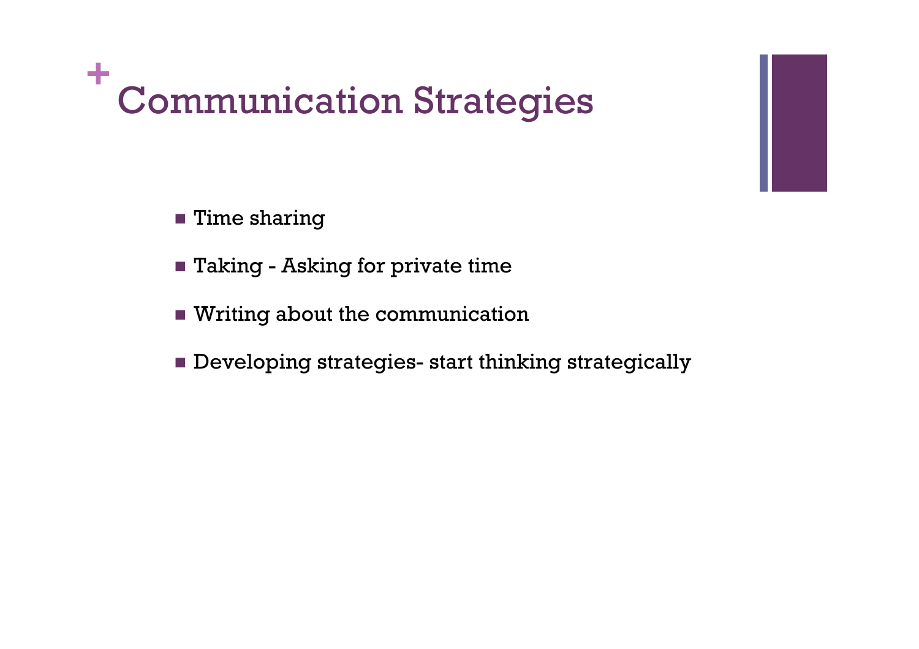# Communication Strategies

- Time sharing
- Taking - Asking for private time
- Writing about the communication
- Developing strategies- start thinking strategically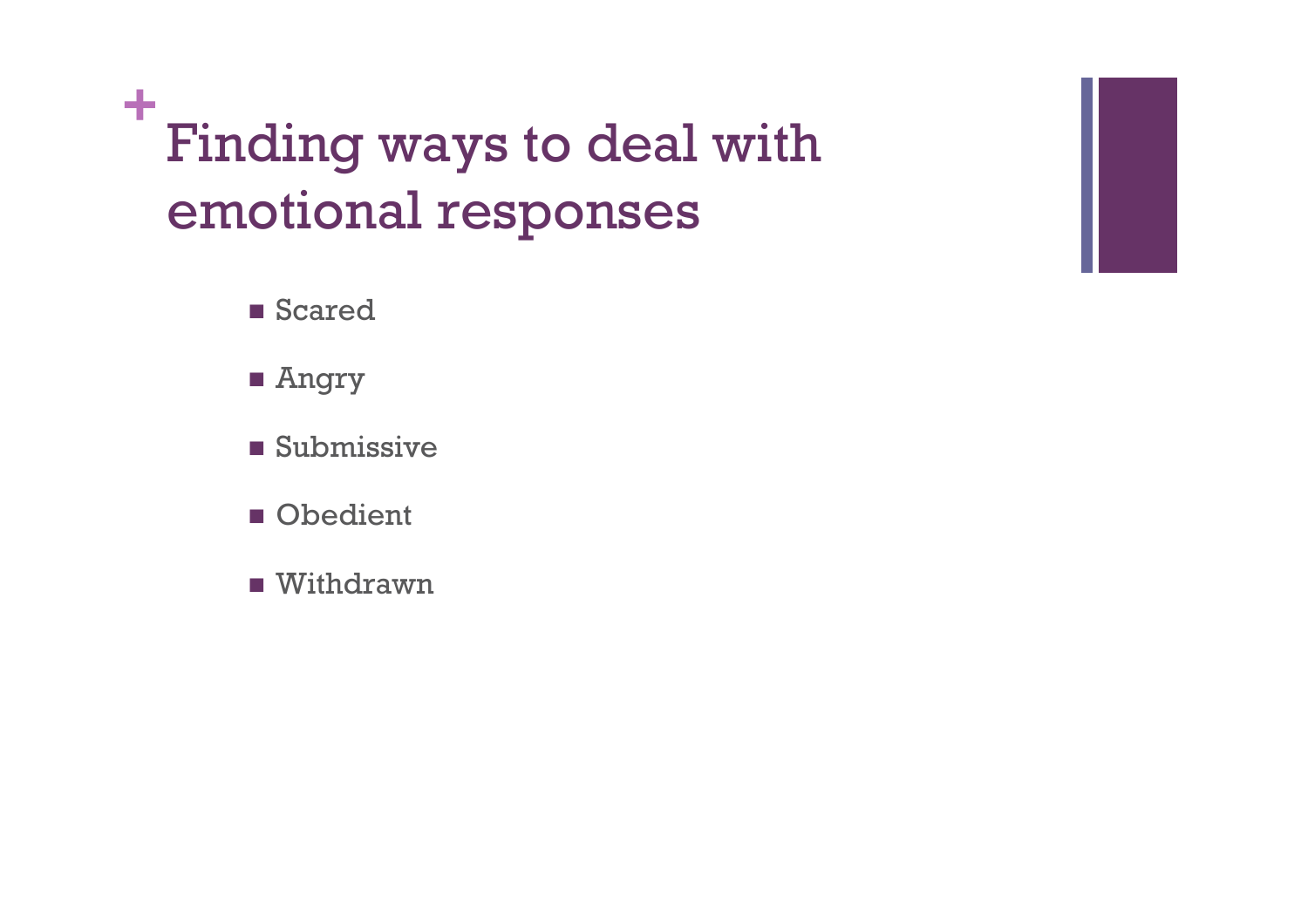# Finding ways to deal with emotional responses

- Scared
- Angry
- Submissive
- Obedient
- Withdrawn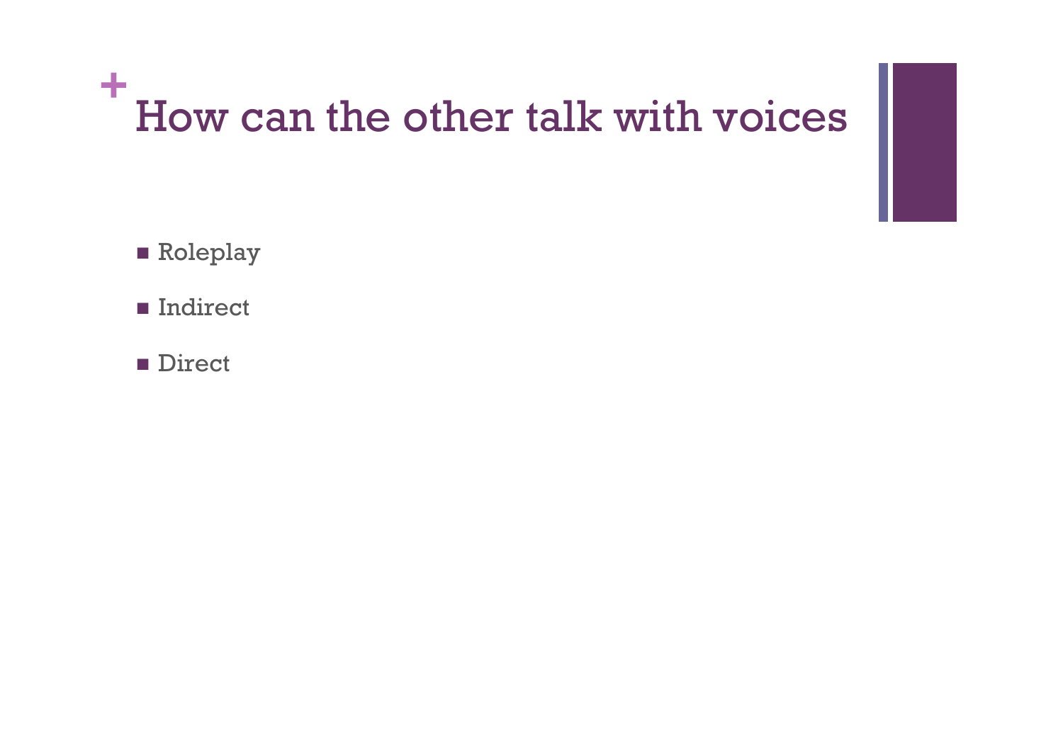# How can the other talk with voices

- Roleplay
- Indirect
- Direct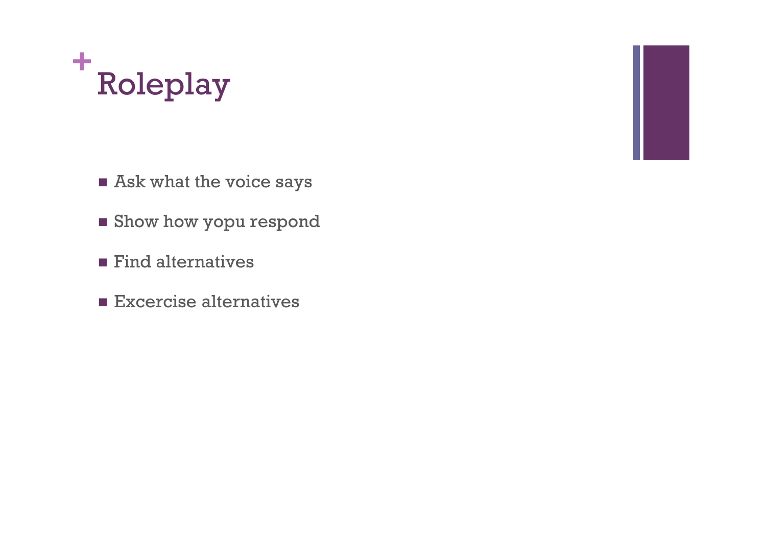# Roleplay

- Ask what the voice says
- Show how yopu respond
- Find alternatives
- Excercise alternatives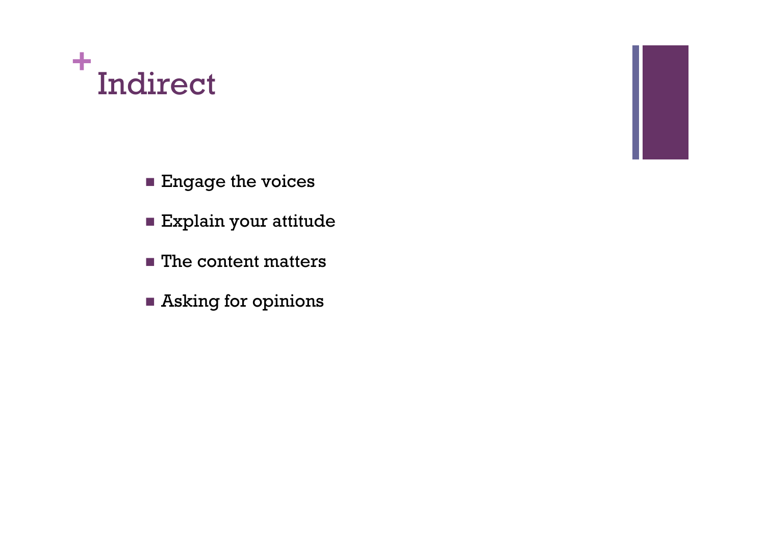# Indirect

- Engage the voices
- Explain your attitude
- The content matters
- Asking for opinions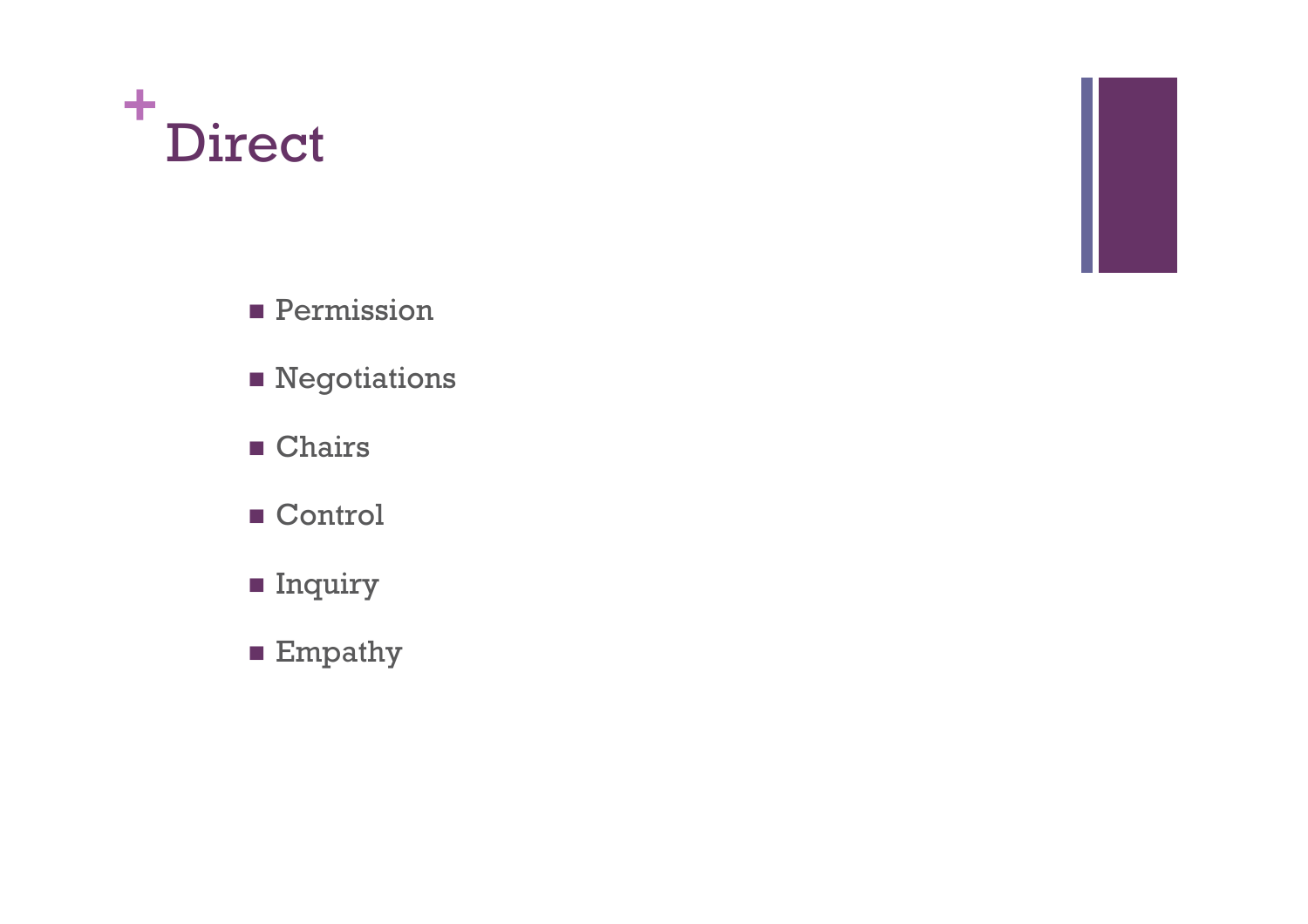# Direct

- Permission
- Negotiations
- Chairs
- Control
- Inquiry
- Empathy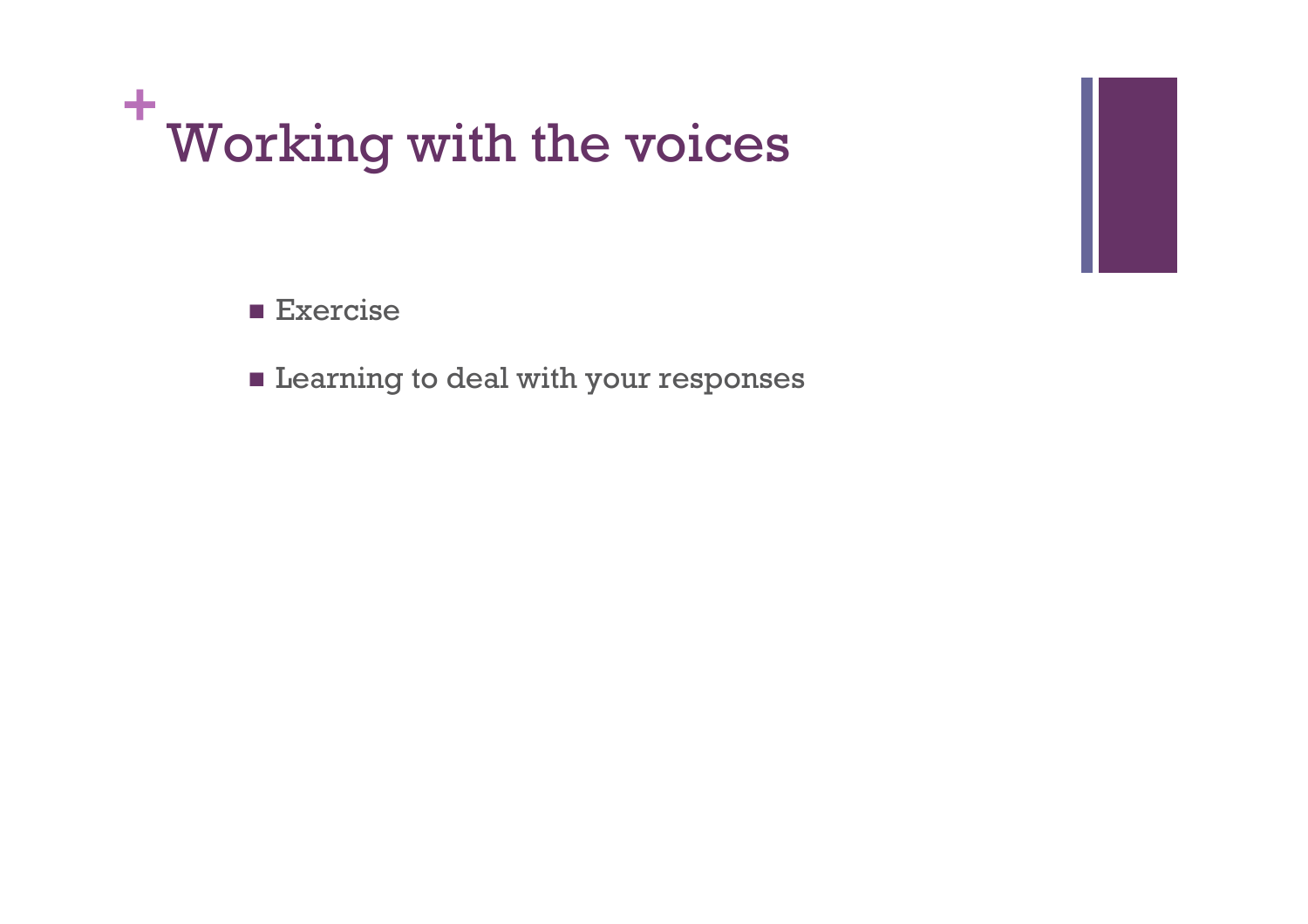# Working with the voices

- Exercise
- Learning to deal with your responses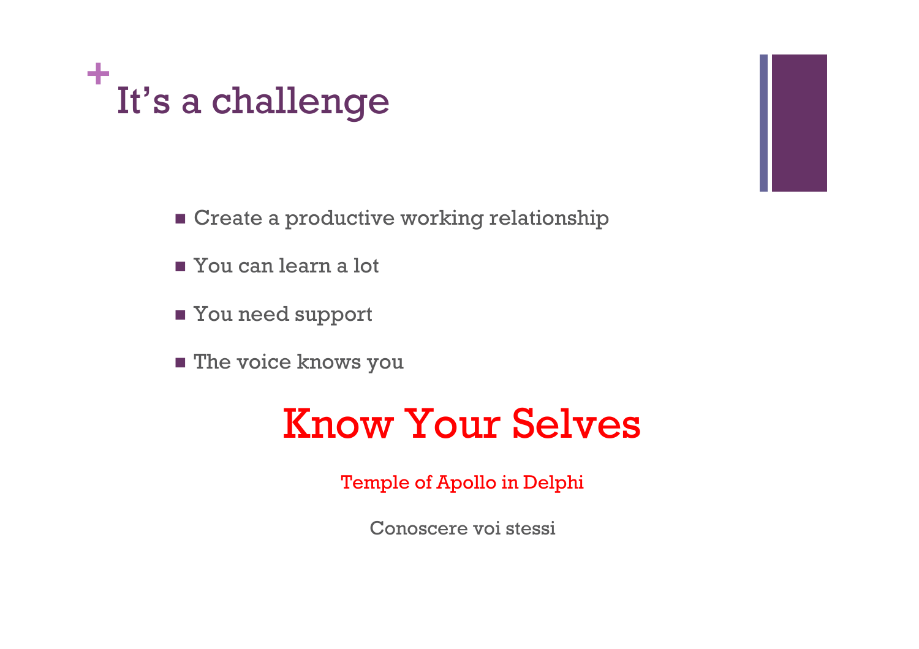# It's a challenge

- Create a productive working relationship
- You can learn a lot
- You need support
- The voice knows you

## Know Your Selves

Temple of Apollo in Delphi

Conoscere voi stessi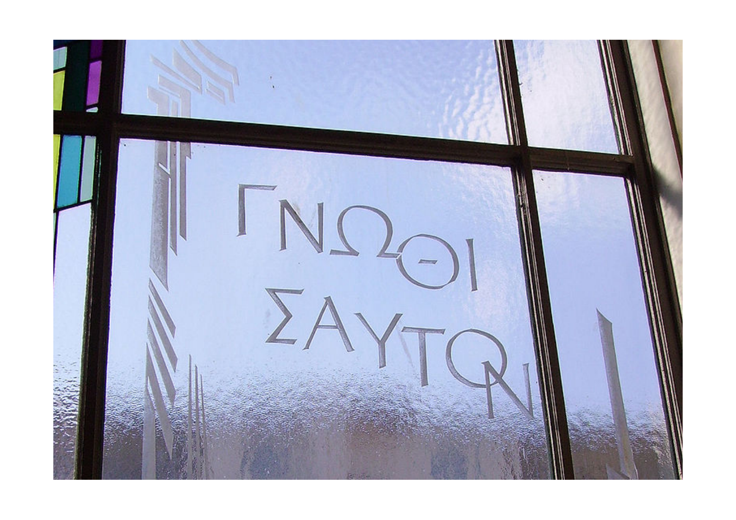ΓΝΩΘΙ
ΣΑΥΤΟΝ